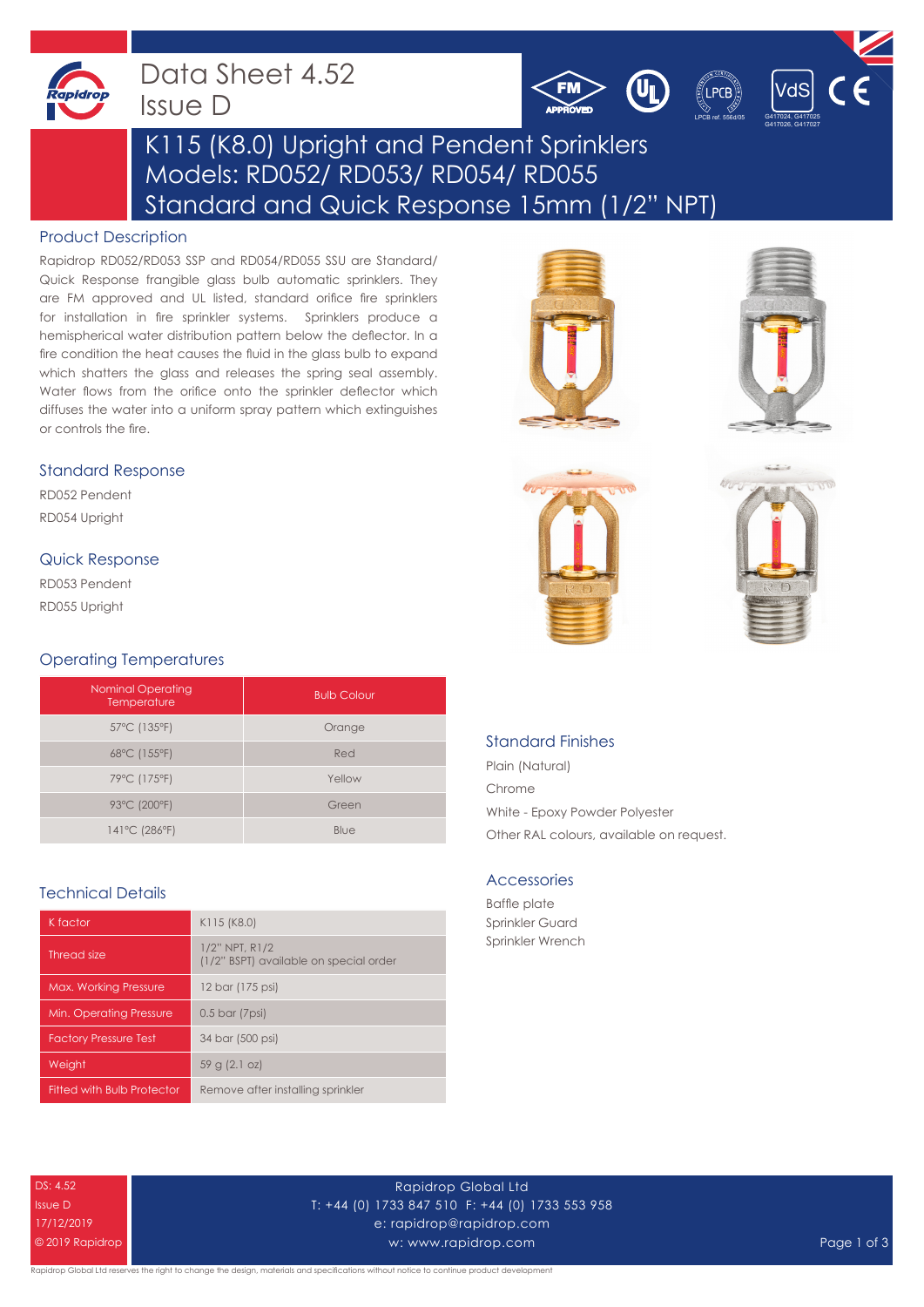# Data Sheet 4.52
Issue D

LPCB ref. 556d/05

G417024, G417025
G417026, G417027

## K115 (K8.0) Upright and Pendent Sprinklers
## Models: RD052/ RD053/ RD054/ RD055
## Standard and Quick Response 15mm (1/2" NPT)

### Product Description

Rapidrop RD052/RD053 SSP and RD054/RD055 SSU are Standard/ Quick Response frangible glass bulb automatic sprinklers. They are FM approved and UL listed, standard orifice fire sprinklers for installation in fire sprinkler systems. Sprinklers produce a hemispherical water distribution pattern below the deflector. In a fire condition the heat causes the fluid in the glass bulb to expand which shatters the glass and releases the spring seal assembly. Water flows from the orifice onto the sprinkler deflector which diffuses the water into a uniform spray pattern which extinguishes or controls the fire.

### Standard Response

RD052 Pendent

RD054 Upright

### Quick Response

RD053 Pendent

RD055 Upright

### Operating Temperatures

| Nominal Operating Temperature | Bulb Colour |
|---|---|
| 57°C (135°F) | Orange |
| 68°C (155°F) | Red |
| 79°C (175°F) | Yellow |
| 93°C (200°F) | Green |
| 141°C (286°F) | Blue |

### Standard Finishes

Plain (Natural)

Chrome

White - Epoxy Powder Polyester

Other RAL colours, available on request.

### Technical Details

| | |
|---|---|
| K factor | K115 (K8.0) |
| Thread size | 1/2" NPT, R1/2<br>(1/2" BSPT) available on special order |
| Max. Working Pressure | 12 bar (175 psi) |
| Min. Operating Pressure | 0.5 bar (7psi) |
| Factory Pressure Test | 34 bar (500 psi) |
| Weight | 59 g (2.1 oz) |
| Fitted with Bulb Protector | Remove after installing sprinkler |

### Accessories

Baffle plate

Sprinkler Guard

Sprinkler Wrench

DS: 4.52
Issue D
17/12/2019
© 2019 Rapidrop

Rapidrop Global Ltd
T: +44 (0) 1733 847 510 F: +44 (0) 1733 553 958
e: rapidrop@rapidrop.com
w: www.rapidrop.com

Rapidrop Global Ltd reserves the right to change the design, materials and specifications without notice to continue product development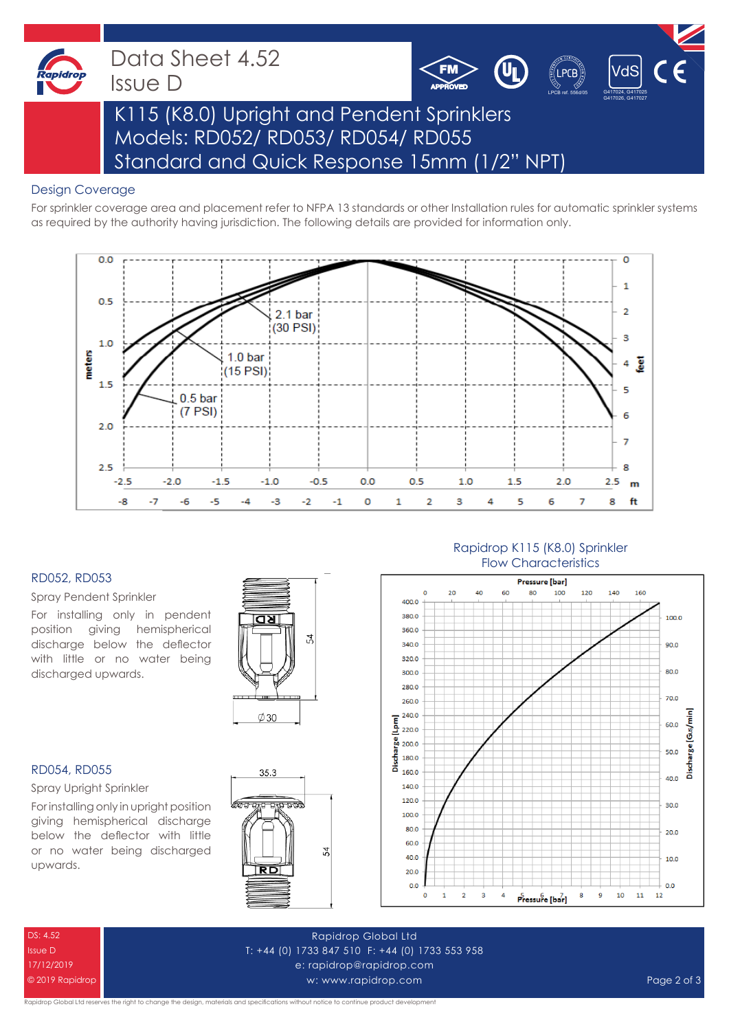# Data Sheet 4.52
Issue D

## K115 (K8.0) Upright and Pendent Sprinklers
## Models: RD052/ RD053/ RD054/ RD055
## Standard and Quick Response 15mm (1/2" NPT)

### Design Coverage

For sprinkler coverage area and placement refer to NFPA 13 standards or other Installation rules for automatic sprinkler systems as required by the authority having jurisdiction. The following details are provided for information only.

### RD052, RD053

Spray Pendent Sprinkler

For installing only in pendent position giving hemispherical discharge below the deflector with little or no water being discharged upwards.

### RD054, RD055

Spray Upright Sprinkler

For installing only in upright position giving hemispherical discharge below the deflector with little or no water being discharged upwards.

### Rapidrop K115 (K8.0) Sprinkler Flow Characteristics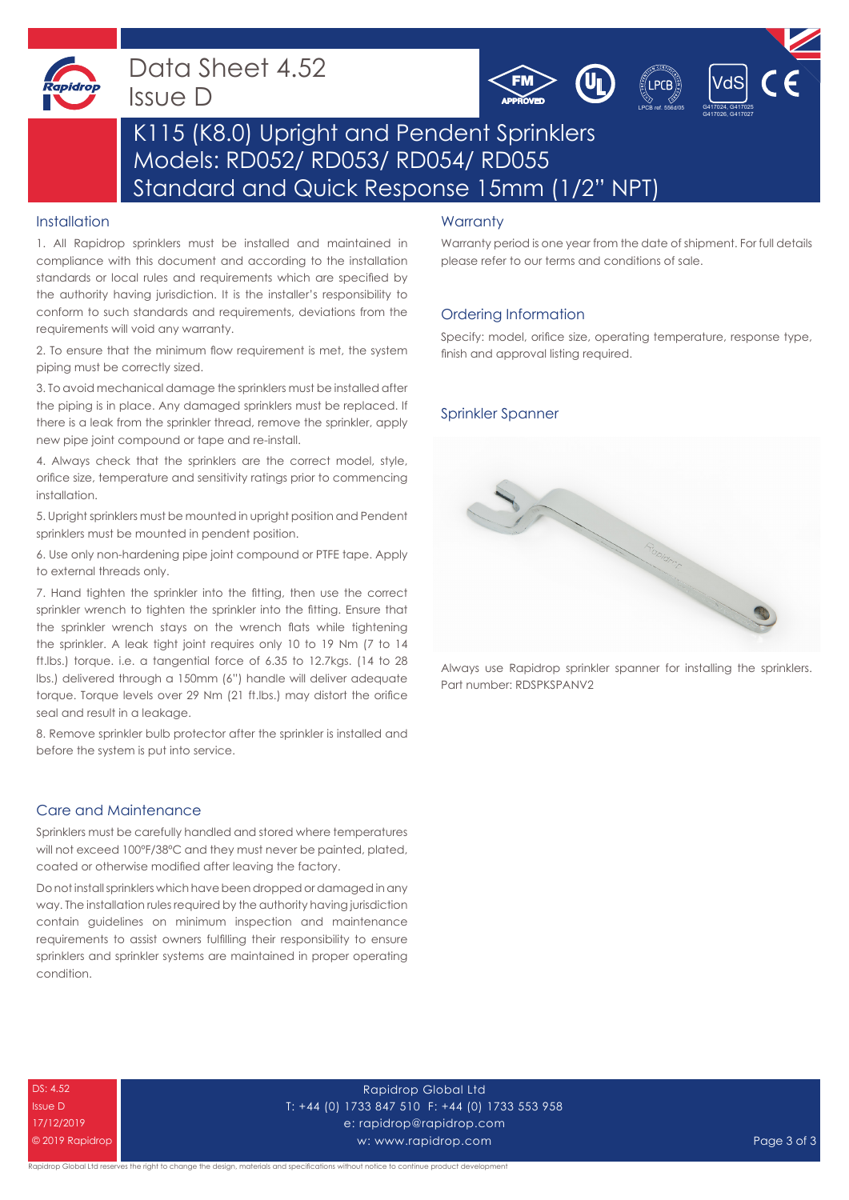# Data Sheet 4.52
Issue D

LPCB ref. 556d/05

G417024, G417025
G417026, G417027

## K115 (K8.0) Upright and Pendent Sprinklers
## Models: RD052/ RD053/ RD054/ RD055
## Standard and Quick Response 15mm (1/2" NPT)

### Installation

1. All Rapidrop sprinklers must be installed and maintained in compliance with this document and according to the installation standards or local rules and requirements which are specified by the authority having jurisdiction. It is the installer's responsibility to conform to such standards and requirements, deviations from the requirements will void any warranty.

2. To ensure that the minimum flow requirement is met, the system piping must be correctly sized.

3. To avoid mechanical damage the sprinklers must be installed after the piping is in place. Any damaged sprinklers must be replaced. If there is a leak from the sprinkler thread, remove the sprinkler, apply new pipe joint compound or tape and re-install.

4. Always check that the sprinklers are the correct model, style, orifice size, temperature and sensitivity ratings prior to commencing installation.

5. Upright sprinklers must be mounted in upright position and Pendent sprinklers must be mounted in pendent position.

6. Use only non-hardening pipe joint compound or PTFE tape. Apply to external threads only.

7. Hand tighten the sprinkler into the fitting, then use the correct sprinkler wrench to tighten the sprinkler into the fitting. Ensure that the sprinkler wrench stays on the wrench flats while tightening the sprinkler. A leak tight joint requires only 10 to 19 Nm (7 to 14 ft.lbs.) torque. i.e. a tangential force of 6.35 to 12.7kgs. (14 to 28 lbs.) delivered through a 150mm (6") handle will deliver adequate torque. Torque levels over 29 Nm (21 ft.lbs.) may distort the orifice seal and result in a leakage.

8. Remove sprinkler bulb protector after the sprinkler is installed and before the system is put into service.

### Care and Maintenance

Sprinklers must be carefully handled and stored where temperatures will not exceed 100°F/38°C and they must never be painted, plated, coated or otherwise modified after leaving the factory.

Do not install sprinklers which have been dropped or damaged in any way. The installation rules required by the authority having jurisdiction contain guidelines on minimum inspection and maintenance requirements to assist owners fulfilling their responsibility to ensure sprinklers and sprinkler systems are maintained in proper operating condition.

### Warranty

Warranty period is one year from the date of shipment. For full details please refer to our terms and conditions of sale.

### Ordering Information

Specify: model, orifice size, operating temperature, response type, finish and approval listing required.

### Sprinkler Spanner

Always use Rapidrop sprinkler spanner for installing the sprinklers. Part number: RDSPKSPANV2

DS: 4.52
Issue D
17/12/2019
© 2019 Rapidrop

Rapidrop Global Ltd
T: +44 (0) 1733 847 510 F: +44 (0) 1733 553 958
e: rapidrop@rapidrop.com
w: www.rapidrop.com

Rapidrop Global Ltd reserves the right to change the design, materials and specifications without notice to continue product development